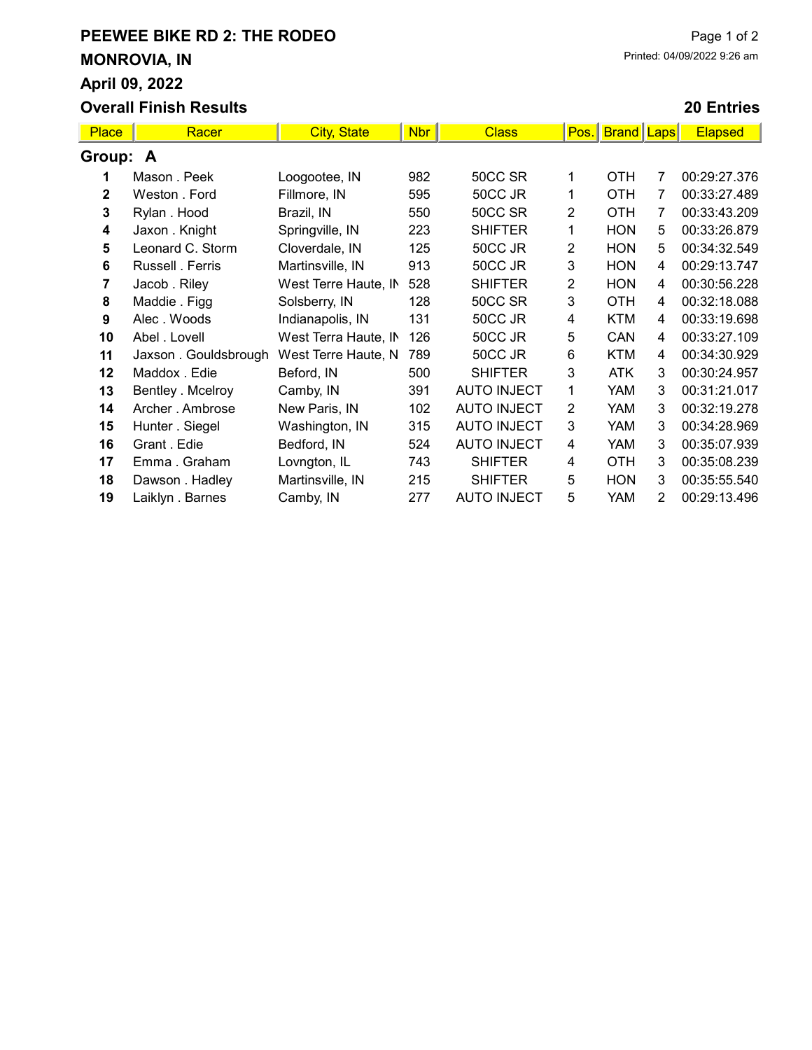# PEEWEE BIKE RD 2: THE RODEO

## MONROVIA, IN

## April 09, 2022

Printed: 04/09/2022 9:26 am

## Overall Finish Results

**20 Entries**

| Place | Racer | City, State | Nbr | Class | Pos. | Brand | Laps | Elapsed |
|---|---|---|---|---|---|---|---|---|
| **Group: A** | | | | | | | | |
| 1 | Mason . Peek | Loogootee, IN | 982 | 50CC SR | 1 | OTH | 7 | 00:29:27.376 |
| 2 | Weston . Ford | Fillmore, IN | 595 | 50CC JR | 1 | OTH | 7 | 00:33:27.489 |
| 3 | Rylan . Hood | Brazil, IN | 550 | 50CC SR | 2 | OTH | 7 | 00:33:43.209 |
| 4 | Jaxon . Knight | Springville, IN | 223 | SHIFTER | 1 | HON | 5 | 00:33:26.879 |
| 5 | Leonard C. Storm | Cloverdale, IN | 125 | 50CC JR | 2 | HON | 5 | 00:34:32.549 |
| 6 | Russell . Ferris | Martinsville, IN | 913 | 50CC JR | 3 | HON | 4 | 00:29:13.747 |
| 7 | Jacob . Riley | West Terre Haute, IN | 528 | SHIFTER | 2 | HON | 4 | 00:30:56.228 |
| 8 | Maddie . Figg | Solsberry, IN | 128 | 50CC SR | 3 | OTH | 4 | 00:32:18.088 |
| 9 | Alec . Woods | Indianapolis, IN | 131 | 50CC JR | 4 | KTM | 4 | 00:33:19.698 |
| 10 | Abel . Lovell | West Terra Haute, IN | 126 | 50CC JR | 5 | CAN | 4 | 00:33:27.109 |
| 11 | Jaxson . Gouldsbrough | West Terre Haute, N | 789 | 50CC JR | 6 | KTM | 4 | 00:34:30.929 |
| 12 | Maddox . Edie | Beford, IN | 500 | SHIFTER | 3 | ATK | 3 | 00:30:24.957 |
| 13 | Bentley . Mcelroy | Camby, IN | 391 | AUTO INJECT | 1 | YAM | 3 | 00:31:21.017 |
| 14 | Archer . Ambrose | New Paris, IN | 102 | AUTO INJECT | 2 | YAM | 3 | 00:32:19.278 |
| 15 | Hunter . Siegel | Washington, IN | 315 | AUTO INJECT | 3 | YAM | 3 | 00:34:28.969 |
| 16 | Grant . Edie | Bedford, IN | 524 | AUTO INJECT | 4 | YAM | 3 | 00:35:07.939 |
| 17 | Emma . Graham | Lovngton, IL | 743 | SHIFTER | 4 | OTH | 3 | 00:35:08.239 |
| 18 | Dawson . Hadley | Martinsville, IN | 215 | SHIFTER | 5 | HON | 3 | 00:35:55.540 |
| 19 | Laiklyn . Barnes | Camby, IN | 277 | AUTO INJECT | 5 | YAM | 2 | 00:29:13.496 |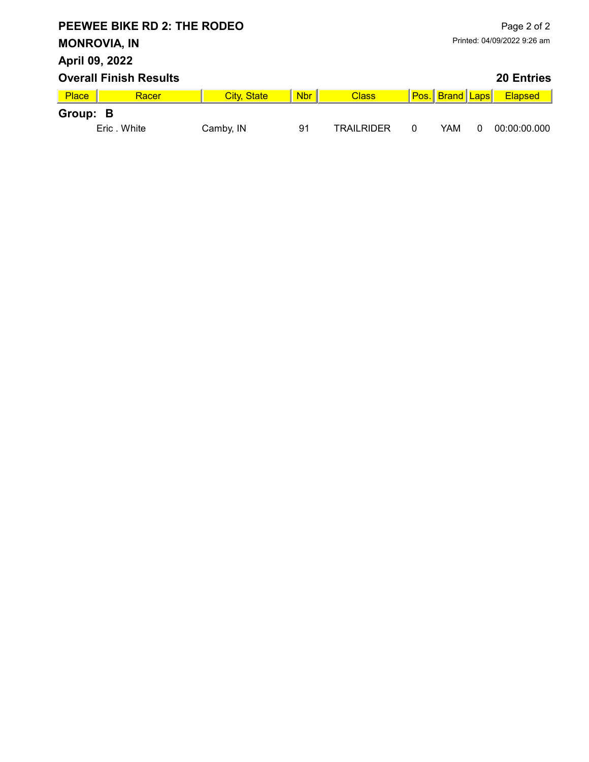# PEEWEE BIKE RD 2: THE RODEO

**MONRONVIA, IN**

**April 09, 2022**

## Overall Finish Results

**20 Entries**

| Place | Racer | City, State | Nbr | Class | Pos. | Brand | Laps | Elapsed |
|---|---|---|---|---|---|---|---|---|
| **Group: B** | | | | | | | | |
| | Eric . White | Camby, IN | 91 | TRAILRIDER | 0 | YAM | 0 | 00:00:00.000 |